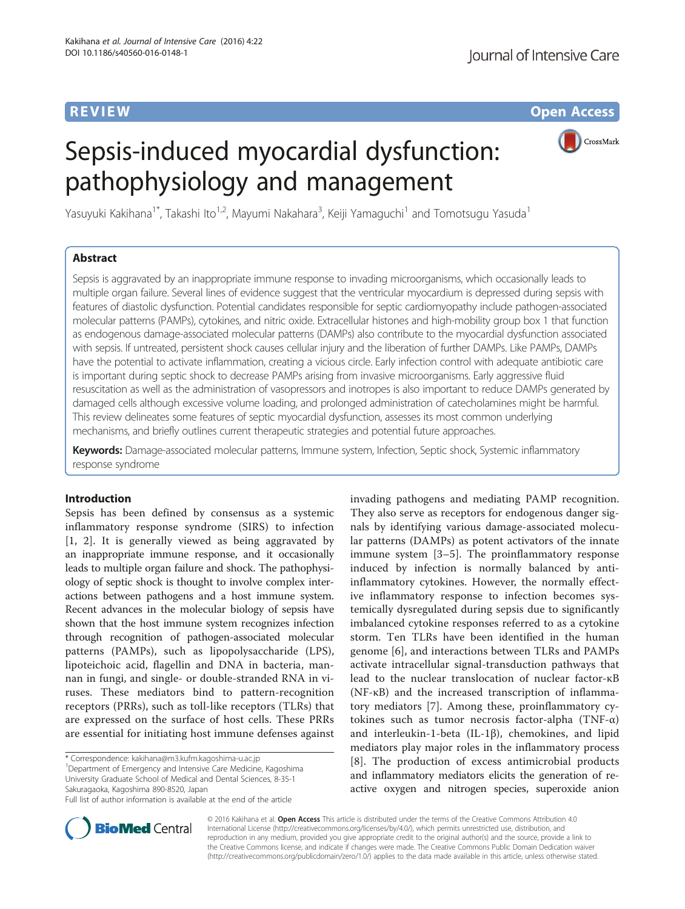REVIEW

Open Access

# Sepsis-induced myocardial dysfunction: pathophysiology and management

Yasuyuki Kakihana[1*], Takashi Ito[1,2], Mayumi Nakahara[3], Keiji Yamaguchi[1] and Tomotsugu Yasuda[1]

## Abstract

Sepsis is aggravated by an inappropriate immune response to invading microorganisms, which occasionally leads to multiple organ failure. Several lines of evidence suggest that the ventricular myocardium is depressed during sepsis with features of diastolic dysfunction. Potential candidates responsible for septic cardiomyopathy include pathogen-associated molecular patterns (PAMPs), cytokines, and nitric oxide. Extracellular histones and high-mobility group box 1 that function as endogenous damage-associated molecular patterns (DAMPs) also contribute to the myocardial dysfunction associated with sepsis. If untreated, persistent shock causes cellular injury and the liberation of further DAMPs. Like PAMPs, DAMPs have the potential to activate inflammation, creating a vicious circle. Early infection control with adequate antibiotic care is important during septic shock to decrease PAMPs arising from invasive microorganisms. Early aggressive fluid resuscitation as well as the administration of vasopressors and inotropes is also important to reduce DAMPs generated by damaged cells although excessive volume loading, and prolonged administration of catecholamines might be harmful. This review delineates some features of septic myocardial dysfunction, assesses its most common underlying mechanisms, and briefly outlines current therapeutic strategies and potential future approaches.

**Keywords:** Damage-associated molecular patterns, Immune system, Infection, Septic shock, Systemic inflammatory response syndrome

## Introduction

Sepsis has been defined by consensus as a systemic inflammatory response syndrome (SIRS) to infection [1, 2]. It is generally viewed as being aggravated by an inappropriate immune response, and it occasionally leads to multiple organ failure and shock. The pathophysiology of septic shock is thought to involve complex interactions between pathogens and a host immune system. Recent advances in the molecular biology of sepsis have shown that the host immune system recognizes infection through recognition of pathogen-associated molecular patterns (PAMPs), such as lipopolysaccharide (LPS), lipoteichoic acid, flagellin and DNA in bacteria, mannan in fungi, and single- or double-stranded RNA in viruses. These mediators bind to pattern-recognition receptors (PRRs), such as toll-like receptors (TLRs) that are expressed on the surface of host cells. These PRRs are essential for initiating host immune defenses against invading pathogens and mediating PAMP recognition. They also serve as receptors for endogenous danger signals by identifying various damage-associated molecular patterns (DAMPs) as potent activators of the innate immune system [3–5]. The proinflammatory response induced by infection is normally balanced by anti-inflammatory cytokines. However, the normally effective inflammatory response to infection becomes systemically dysregulated during sepsis due to significantly imbalanced cytokine responses referred to as a cytokine storm. Ten TLRs have been identified in the human genome [6], and interactions between TLRs and PAMPs activate intracellular signal-transduction pathways that lead to the nuclear translocation of nuclear factor-κB (NF-κB) and the increased transcription of inflammatory mediators [7]. Among these, proinflammatory cytokines such as tumor necrosis factor-alpha (TNF-α) and interleukin-1-beta (IL-1β), chemokines, and lipid mediators play major roles in the inflammatory process [8]. The production of excess antimicrobial products and inflammatory mediators elicits the generation of reactive oxygen and nitrogen species, superoxide anion

\* Correspondence: kakihana@m3.kufm.kagoshima-u.ac.jp
[1]Department of Emergency and Intensive Care Medicine, Kagoshima University Graduate School of Medical and Dental Sciences, 8-35-1 Sakuragaoka, Kagoshima 890-8520, Japan
Full list of author information is available at the end of the article

© 2016 Kakihana et al. **Open Access** This article is distributed under the terms of the Creative Commons Attribution 4.0 International License (http://creativecommons.org/licenses/by/4.0/), which permits unrestricted use, distribution, and reproduction in any medium, provided you give appropriate credit to the original author(s) and the source, provide a link to the Creative Commons license, and indicate if changes were made. The Creative Commons Public Domain Dedication waiver (http://creativecommons.org/publicdomain/zero/1.0/) applies to the data made available in this article, unless otherwise stated.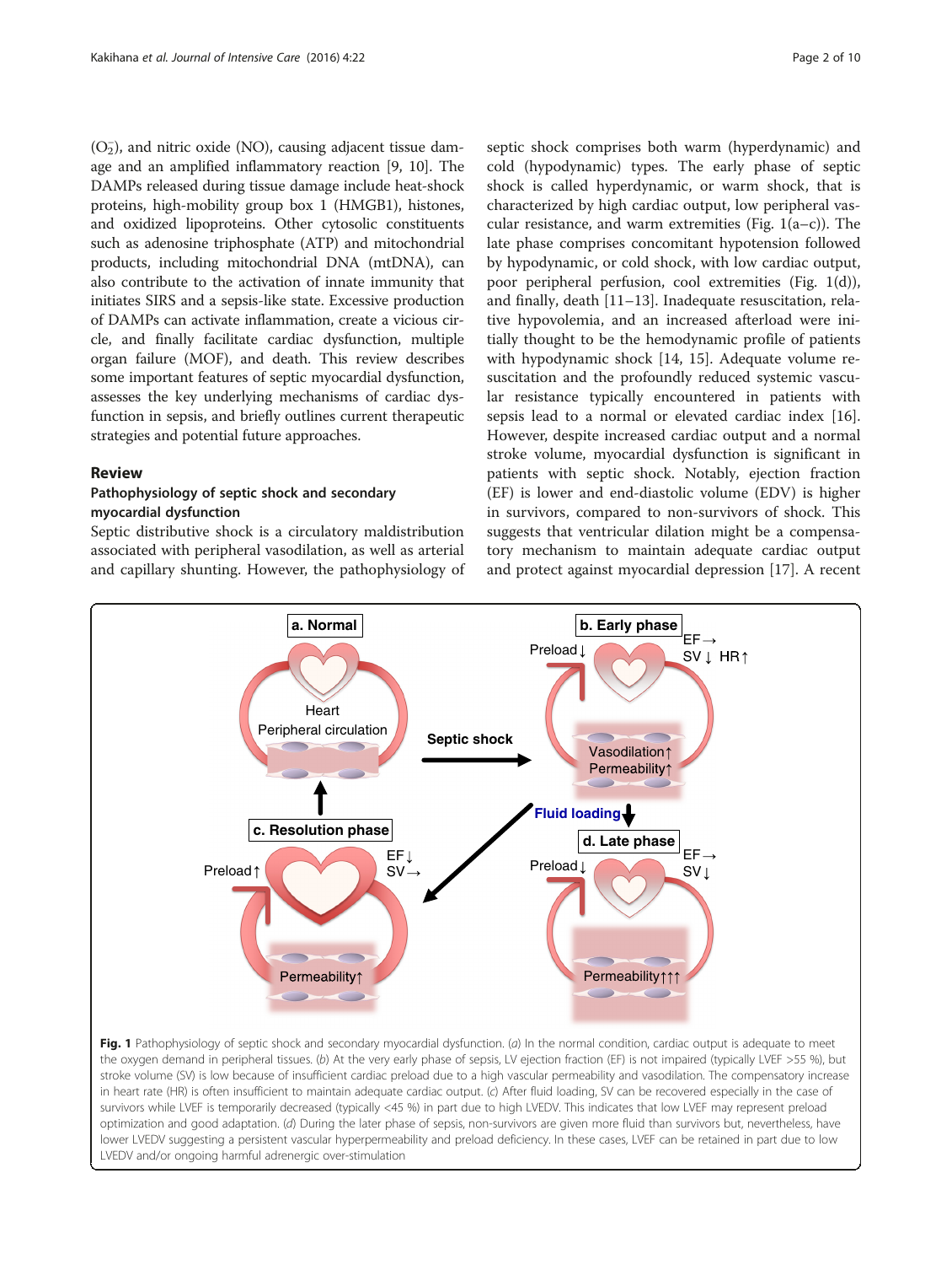($O_2^-$), and nitric oxide (NO), causing adjacent tissue damage and an amplified inflammatory reaction [9, 10]. The DAMPs released during tissue damage include heat-shock proteins, high-mobility group box 1 (HMGB1), histones, and oxidized lipoproteins. Other cytosolic constituents such as adenosine triphosphate (ATP) and mitochondrial products, including mitochondrial DNA (mtDNA), can also contribute to the activation of innate immunity that initiates SIRS and a sepsis-like state. Excessive production of DAMPs can activate inflammation, create a vicious circle, and finally facilitate cardiac dysfunction, multiple organ failure (MOF), and death. This review describes some important features of septic myocardial dysfunction, assesses the key underlying mechanisms of cardiac dysfunction in sepsis, and briefly outlines current therapeutic strategies and potential future approaches.

## Review

### Pathophysiology of septic shock and secondary myocardial dysfunction

Septic distributive shock is a circulatory maldistribution associated with peripheral vasodilation, as well as arterial and capillary shunting. However, the pathophysiology of septic shock comprises both warm (hyperdynamic) and cold (hypodynamic) types. The early phase of septic shock is called hyperdynamic, or warm shock, that is characterized by high cardiac output, low peripheral vascular resistance, and warm extremities (Fig. 1(a–c)). The late phase comprises concomitant hypotension followed by hypodynamic, or cold shock, with low cardiac output, poor peripheral perfusion, cool extremities (Fig. 1(d)), and finally, death [11–13]. Inadequate resuscitation, relative hypovolemia, and an increased afterload were initially thought to be the hemodynamic profile of patients with hypodynamic shock [14, 15]. Adequate volume resuscitation and the profoundly reduced systemic vascular resistance typically encountered in patients with sepsis lead to a normal or elevated cardiac index [16]. However, despite increased cardiac output and a normal stroke volume, myocardial dysfunction is significant in patients with septic shock. Notably, ejection fraction (EF) is lower and end-diastolic volume (EDV) is higher in survivors, compared to non-survivors of shock. This suggests that ventricular dilation might be a compensatory mechanism to maintain adequate cardiac output and protect against myocardial depression [17]. A recent

**Fig. 1** Pathophysiology of septic shock and secondary myocardial dysfunction. (*a*) In the normal condition, cardiac output is adequate to meet the oxygen demand in peripheral tissues. (*b*) At the very early phase of sepsis, LV ejection fraction (EF) is not impaired (typically LVEF >55 %), but stroke volume (SV) is low because of insufficient cardiac preload due to a high vascular permeability and vasodilation. The compensatory increase in heart rate (HR) is often insufficient to maintain adequate cardiac output. (*c*) After fluid loading, SV can be recovered especially in the case of survivors while LVEF is temporarily decreased (typically <45 %) in part due to high LVEDV. This indicates that low LVEF may represent preload optimization and good adaptation. (*d*) During the later phase of sepsis, non-survivors are given more fluid than survivors but, nevertheless, have lower LVEDV suggesting a persistent vascular hyperpermeability and preload deficiency. In these cases, LVEF can be retained in part due to low LVEDV and/or ongoing harmful adrenergic over-stimulation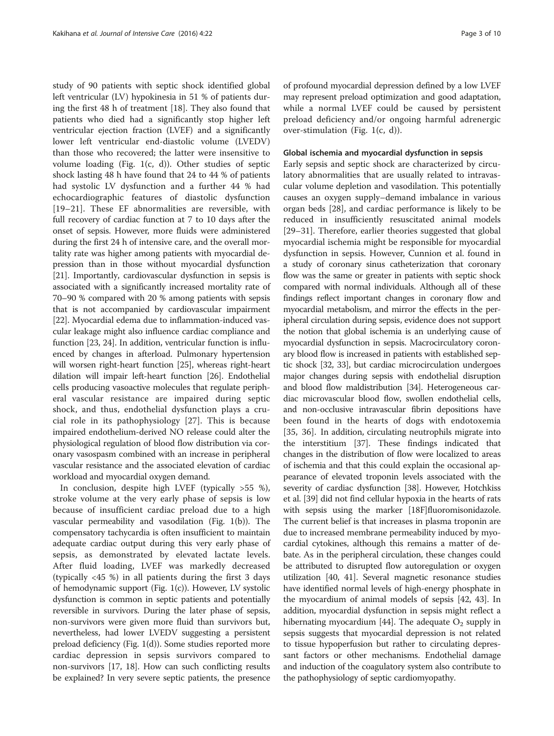study of 90 patients with septic shock identified global left ventricular (LV) hypokinesia in 51 % of patients during the first 48 h of treatment [18]. They also found that patients who died had a significantly stop higher left ventricular ejection fraction (LVEF) and a significantly lower left ventricular end-diastolic volume (LVEDV) than those who recovered; the latter were insensitive to volume loading (Fig. 1(c, d)). Other studies of septic shock lasting 48 h have found that 24 to 44 % of patients had systolic LV dysfunction and a further 44 % had echocardiographic features of diastolic dysfunction [19–21]. These EF abnormalities are reversible, with full recovery of cardiac function at 7 to 10 days after the onset of sepsis. However, more fluids were administered during the first 24 h of intensive care, and the overall mortality rate was higher among patients with myocardial depression than in those without myocardial dysfunction [21]. Importantly, cardiovascular dysfunction in sepsis is associated with a significantly increased mortality rate of 70–90 % compared with 20 % among patients with sepsis that is not accompanied by cardiovascular impairment [22]. Myocardial edema due to inflammation-induced vascular leakage might also influence cardiac compliance and function [23, 24]. In addition, ventricular function is influenced by changes in afterload. Pulmonary hypertension will worsen right-heart function [25], whereas right-heart dilation will impair left-heart function [26]. Endothelial cells producing vasoactive molecules that regulate peripheral vascular resistance are impaired during septic shock, and thus, endothelial dysfunction plays a crucial role in its pathophysiology [27]. This is because impaired endothelium-derived NO release could alter the physiological regulation of blood flow distribution via coronary vasospasm combined with an increase in peripheral vascular resistance and the associated elevation of cardiac workload and myocardial oxygen demand.

In conclusion, despite high LVEF (typically >55 %), stroke volume at the very early phase of sepsis is low because of insufficient cardiac preload due to a high vascular permeability and vasodilation (Fig. 1(b)). The compensatory tachycardia is often insufficient to maintain adequate cardiac output during this very early phase of sepsis, as demonstrated by elevated lactate levels. After fluid loading, LVEF was markedly decreased (typically <45 %) in all patients during the first 3 days of hemodynamic support (Fig. 1(c)). However, LV systolic dysfunction is common in septic patients and potentially reversible in survivors. During the later phase of sepsis, non-survivors were given more fluid than survivors but, nevertheless, had lower LVEDV suggesting a persistent preload deficiency (Fig. 1(d)). Some studies reported more cardiac depression in sepsis survivors compared to non-survivors [17, 18]. How can such conflicting results be explained? In very severe septic patients, the presence of profound myocardial depression defined by a low LVEF may represent preload optimization and good adaptation, while a normal LVEF could be caused by persistent preload deficiency and/or ongoing harmful adrenergic over-stimulation (Fig. 1(c, d)).

### Global ischemia and myocardial dysfunction in sepsis

Early sepsis and septic shock are characterized by circulatory abnormalities that are usually related to intravascular volume depletion and vasodilation. This potentially causes an oxygen supply–demand imbalance in various organ beds [28], and cardiac performance is likely to be reduced in insufficiently resuscitated animal models [29–31]. Therefore, earlier theories suggested that global myocardial ischemia might be responsible for myocardial dysfunction in sepsis. However, Cunnion et al. found in a study of coronary sinus catheterization that coronary flow was the same or greater in patients with septic shock compared with normal individuals. Although all of these findings reflect important changes in coronary flow and myocardial metabolism, and mirror the effects in the peripheral circulation during sepsis, evidence does not support the notion that global ischemia is an underlying cause of myocardial dysfunction in sepsis. Macrocirculatory coronary blood flow is increased in patients with established septic shock [32, 33], but cardiac microcirculation undergoes major changes during sepsis with endothelial disruption and blood flow maldistribution [34]. Heterogeneous cardiac microvascular blood flow, swollen endothelial cells, and non-occlusive intravascular fibrin depositions have been found in the hearts of dogs with endotoxemia [35, 36]. In addition, circulating neutrophils migrate into the interstitium [37]. These findings indicated that changes in the distribution of flow were localized to areas of ischemia and that this could explain the occasional appearance of elevated troponin levels associated with the severity of cardiac dysfunction [38]. However, Hotchkiss et al. [39] did not find cellular hypoxia in the hearts of rats with sepsis using the marker [18F]fluoromisonidazole. The current belief is that increases in plasma troponin are due to increased membrane permeability induced by myocardial cytokines, although this remains a matter of debate. As in the peripheral circulation, these changes could be attributed to disrupted flow autoregulation or oxygen utilization [40, 41]. Several magnetic resonance studies have identified normal levels of high-energy phosphate in the myocardium of animal models of sepsis [42, 43]. In addition, myocardial dysfunction in sepsis might reflect a hibernating myocardium [44]. The adequate $O_2$ supply in sepsis suggests that myocardial depression is not related to tissue hypoperfusion but rather to circulating depressant factors or other mechanisms. Endothelial damage and induction of the coagulatory system also contribute to the pathophysiology of septic cardiomyopathy.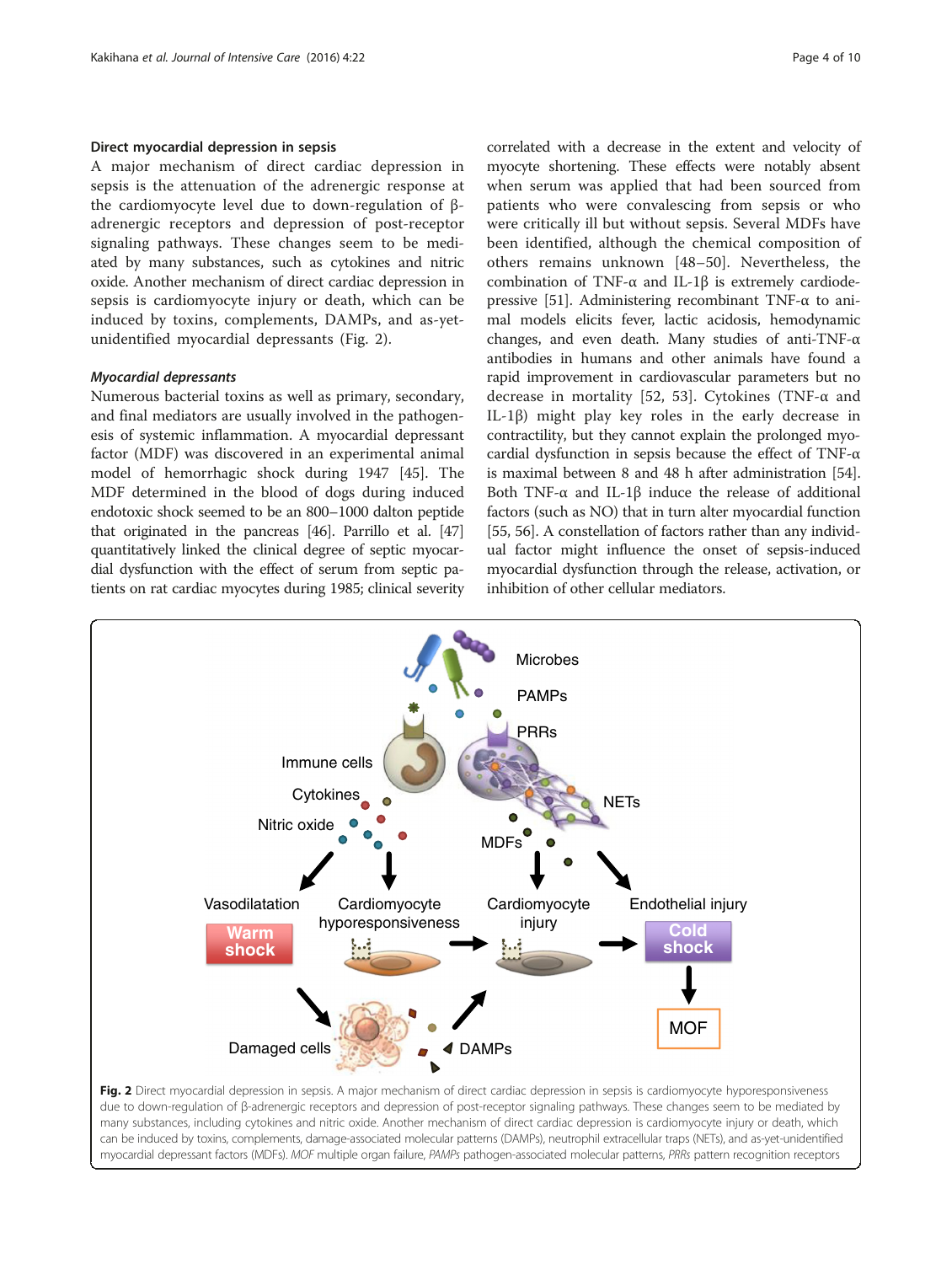### Direct myocardial depression in sepsis

A major mechanism of direct cardiac depression in sepsis is the attenuation of the adrenergic response at the cardiomyocyte level due to down-regulation of β-adrenergic receptors and depression of post-receptor signaling pathways. These changes seem to be mediated by many substances, such as cytokines and nitric oxide. Another mechanism of direct cardiac depression in sepsis is cardiomyocyte injury or death, which can be induced by toxins, complements, DAMPs, and as-yet-unidentified myocardial depressants (Fig. 2).

#### *Myocardial depressants*

Numerous bacterial toxins as well as primary, secondary, and final mediators are usually involved in the pathogenesis of systemic inflammation. A myocardial depressant factor (MDF) was discovered in an experimental animal model of hemorrhagic shock during 1947 [45]. The MDF determined in the blood of dogs during induced endotoxic shock seemed to be an 800–1000 dalton peptide that originated in the pancreas [46]. Parrillo et al. [47] quantitatively linked the clinical degree of septic myocardial dysfunction with the effect of serum from septic patients on rat cardiac myocytes during 1985; clinical severity correlated with a decrease in the extent and velocity of myocyte shortening. These effects were notably absent when serum was applied that had been sourced from patients who were convalescing from sepsis or who were critically ill but without sepsis. Several MDFs have been identified, although the chemical composition of others remains unknown [48–50]. Nevertheless, the combination of TNF-α and IL-1β is extremely cardiodepressive [51]. Administering recombinant TNF-α to animal models elicits fever, lactic acidosis, hemodynamic changes, and even death. Many studies of anti-TNF-α antibodies in humans and other animals have found a rapid improvement in cardiovascular parameters but no decrease in mortality [52, 53]. Cytokines (TNF-α and IL-1β) might play key roles in the early decrease in contractility, but they cannot explain the prolonged myocardial dysfunction in sepsis because the effect of TNF-α is maximal between 8 and 48 h after administration [54]. Both TNF-α and IL-1β induce the release of additional factors (such as NO) that in turn alter myocardial function [55, 56]. A constellation of factors rather than any individual factor might influence the onset of sepsis-induced myocardial dysfunction through the release, activation, or inhibition of other cellular mediators.

**Fig. 2** Direct myocardial depression in sepsis. A major mechanism of direct cardiac depression in sepsis is cardiomyocyte hyporesponsiveness due to down-regulation of β-adrenergic receptors and depression of post-receptor signaling pathways. These changes seem to be mediated by many substances, including cytokines and nitric oxide. Another mechanism of direct cardiac depression is cardiomyocyte injury or death, which can be induced by toxins, complements, damage-associated molecular patterns (DAMPs), neutrophil extracellular traps (NETs), and as-yet-unidentified myocardial depressant factors (MDFs). *MOF* multiple organ failure, *PAMPs* pathogen-associated molecular patterns, *PRRs* pattern recognition receptors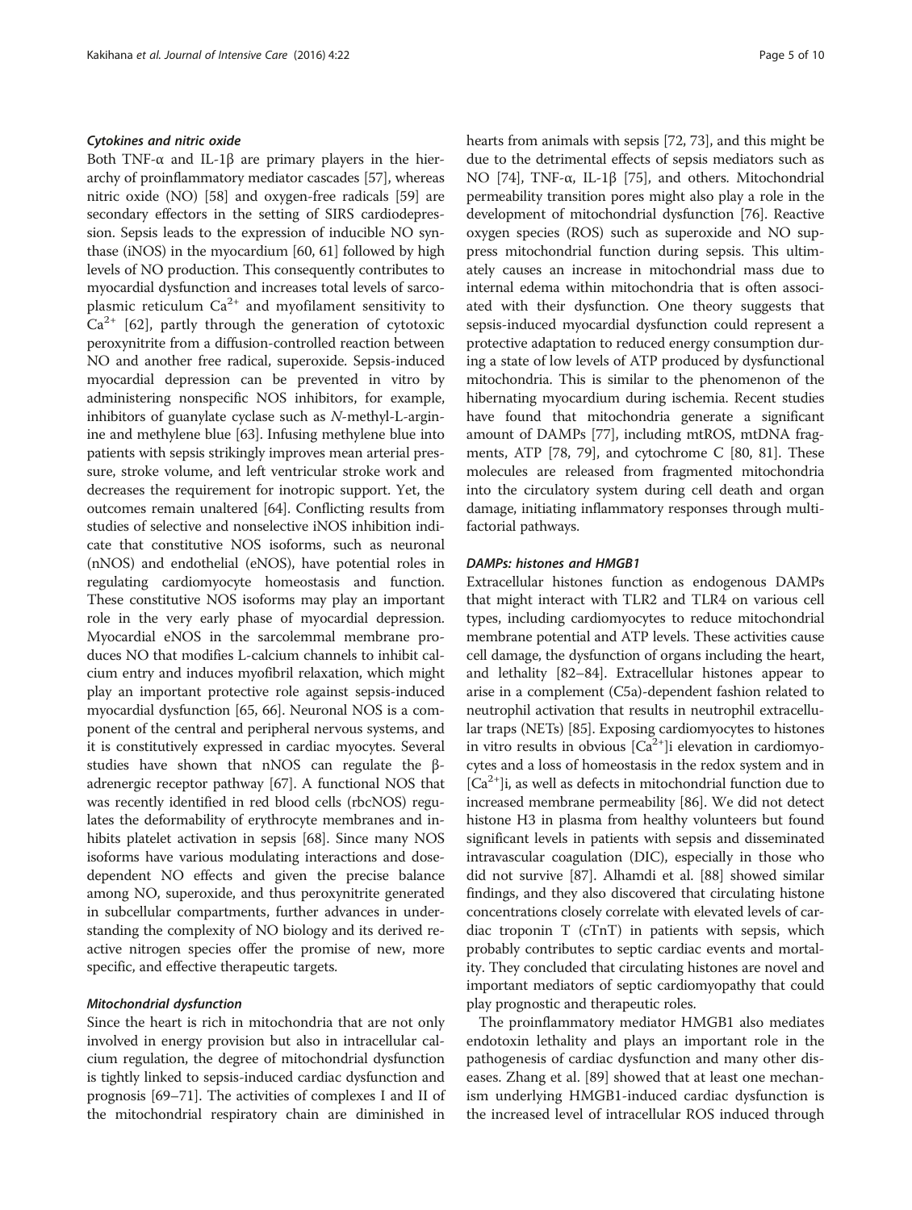### *Cytokines and nitric oxide*

Both TNF-α and IL-1β are primary players in the hierarchy of proinflammatory mediator cascades [57], whereas nitric oxide (NO) [58] and oxygen-free radicals [59] are secondary effectors in the setting of SIRS cardiodepression. Sepsis leads to the expression of inducible NO synthase (iNOS) in the myocardium [60, 61] followed by high levels of NO production. This consequently contributes to myocardial dysfunction and increases total levels of sarcoplasmic reticulum $Ca^{2+}$ and myofilament sensitivity to $Ca^{2+}$ [62], partly through the generation of cytotoxic peroxynitrite from a diffusion-controlled reaction between NO and another free radical, superoxide. Sepsis-induced myocardial depression can be prevented in vitro by administering nonspecific NOS inhibitors, for example, inhibitors of guanylate cyclase such as *N*-methyl-L-arginine and methylene blue [63]. Infusing methylene blue into patients with sepsis strikingly improves mean arterial pressure, stroke volume, and left ventricular stroke work and decreases the requirement for inotropic support. Yet, the outcomes remain unaltered [64]. Conflicting results from studies of selective and nonselective iNOS inhibition indicate that constitutive NOS isoforms, such as neuronal (nNOS) and endothelial (eNOS), have potential roles in regulating cardiomyocyte homeostasis and function. These constitutive NOS isoforms may play an important role in the very early phase of myocardial depression. Myocardial eNOS in the sarcolemmal membrane produces NO that modifies L-calcium channels to inhibit calcium entry and induces myofibril relaxation, which might play an important protective role against sepsis-induced myocardial dysfunction [65, 66]. Neuronal NOS is a component of the central and peripheral nervous systems, and it is constitutively expressed in cardiac myocytes. Several studies have shown that nNOS can regulate the β-adrenergic receptor pathway [67]. A functional NOS that was recently identified in red blood cells (rbcNOS) regulates the deformability of erythrocyte membranes and inhibits platelet activation in sepsis [68]. Since many NOS isoforms have various modulating interactions and dose-dependent NO effects and given the precise balance among NO, superoxide, and thus peroxynitrite generated in subcellular compartments, further advances in understanding the complexity of NO biology and its derived reactive nitrogen species offer the promise of new, more specific, and effective therapeutic targets.

### *Mitochondrial dysfunction*

Since the heart is rich in mitochondria that are not only involved in energy provision but also in intracellular calcium regulation, the degree of mitochondrial dysfunction is tightly linked to sepsis-induced cardiac dysfunction and prognosis [69–71]. The activities of complexes I and II of the mitochondrial respiratory chain are diminished in hearts from animals with sepsis [72, 73], and this might be due to the detrimental effects of sepsis mediators such as NO [74], TNF-α, IL-1β [75], and others. Mitochondrial permeability transition pores might also play a role in the development of mitochondrial dysfunction [76]. Reactive oxygen species (ROS) such as superoxide and NO suppress mitochondrial function during sepsis. This ultimately causes an increase in mitochondrial mass due to internal edema within mitochondria that is often associated with their dysfunction. One theory suggests that sepsis-induced myocardial dysfunction could represent a protective adaptation to reduced energy consumption during a state of low levels of ATP produced by dysfunctional mitochondria. This is similar to the phenomenon of the hibernating myocardium during ischemia. Recent studies have found that mitochondria generate a significant amount of DAMPs [77], including mtROS, mtDNA fragments, ATP [78, 79], and cytochrome C [80, 81]. These molecules are released from fragmented mitochondria into the circulatory system during cell death and organ damage, initiating inflammatory responses through multifactorial pathways.

### *DAMPs: histones and HMGB1*

Extracellular histones function as endogenous DAMPs that might interact with TLR2 and TLR4 on various cell types, including cardiomyocytes to reduce mitochondrial membrane potential and ATP levels. These activities cause cell damage, the dysfunction of organs including the heart, and lethality [82–84]. Extracellular histones appear to arise in a complement (C5a)-dependent fashion related to neutrophil activation that results in neutrophil extracellular traps (NETs) [85]. Exposing cardiomyocytes to histones in vitro results in obvious $[Ca^{2+}]$i elevation in cardiomyocytes and a loss of homeostasis in the redox system and in $[Ca^{2+}]$i, as well as defects in mitochondrial function due to increased membrane permeability [86]. We did not detect histone H3 in plasma from healthy volunteers but found significant levels in patients with sepsis and disseminated intravascular coagulation (DIC), especially in those who did not survive [87]. Alhamdi et al. [88] showed similar findings, and they also discovered that circulating histone concentrations closely correlate with elevated levels of cardiac troponin T (cTnT) in patients with sepsis, which probably contributes to septic cardiac events and mortality. They concluded that circulating histones are novel and important mediators of septic cardiomyopathy that could play prognostic and therapeutic roles.

The proinflammatory mediator HMGB1 also mediates endotoxin lethality and plays an important role in the pathogenesis of cardiac dysfunction and many other diseases. Zhang et al. [89] showed that at least one mechanism underlying HMGB1-induced cardiac dysfunction is the increased level of intracellular ROS induced through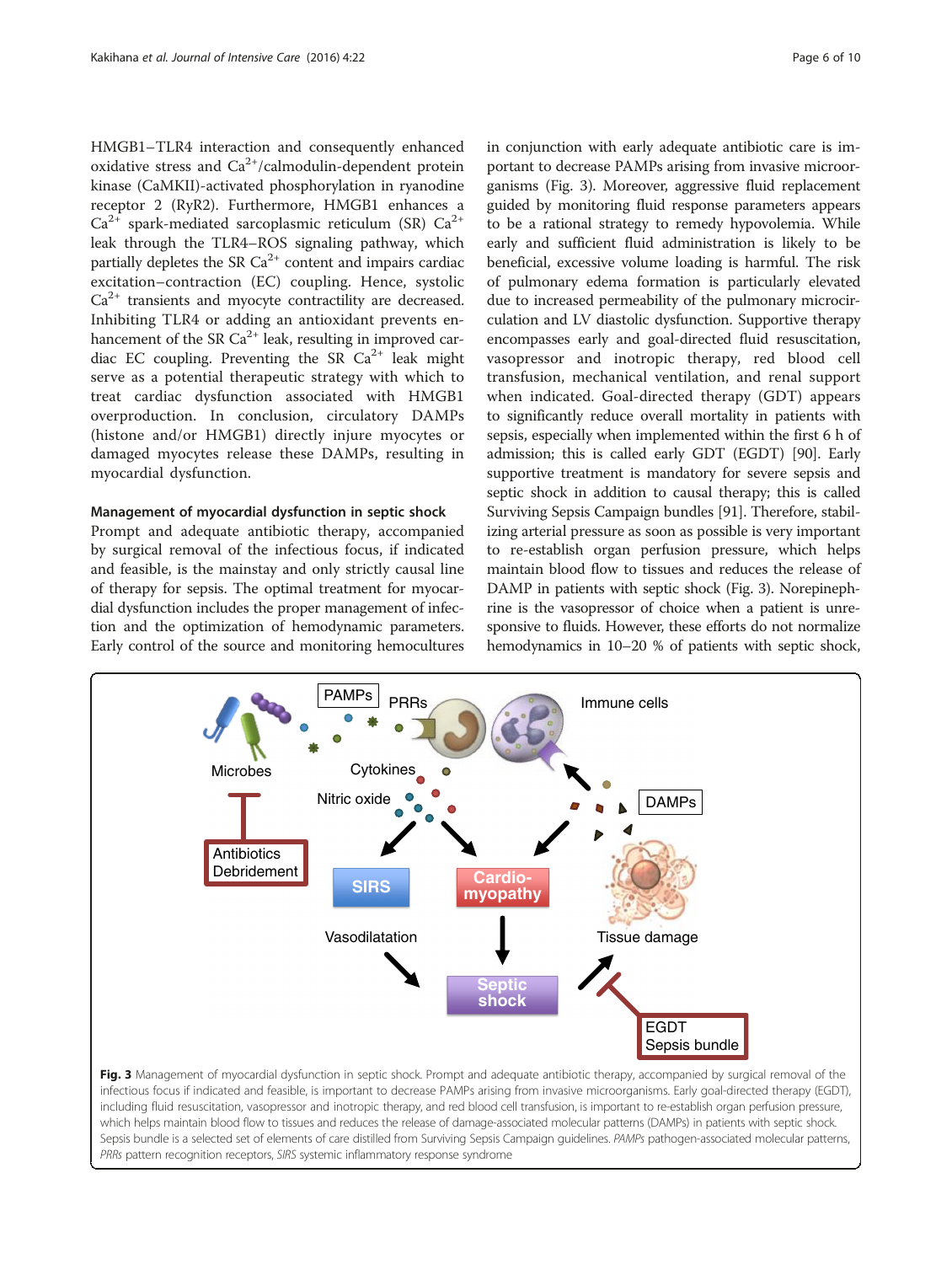HMGB1–TLR4 interaction and consequently enhanced oxidative stress and $Ca^{2+}$/calmodulin-dependent protein kinase (CaMKII)-activated phosphorylation in ryanodine receptor 2 (RyR2). Furthermore, HMGB1 enhances a $Ca^{2+}$ spark-mediated sarcoplasmic reticulum (SR) $Ca^{2+}$ leak through the TLR4–ROS signaling pathway, which partially depletes the SR $Ca^{2+}$ content and impairs cardiac excitation–contraction (EC) coupling. Hence, systolic $Ca^{2+}$ transients and myocyte contractility are decreased. Inhibiting TLR4 or adding an antioxidant prevents enhancement of the SR $Ca^{2+}$ leak, resulting in improved cardiac EC coupling. Preventing the SR $Ca^{2+}$ leak might serve as a potential therapeutic strategy with which to treat cardiac dysfunction associated with HMGB1 overproduction. In conclusion, circulatory DAMPs (histone and/or HMGB1) directly injure myocytes or damaged myocytes release these DAMPs, resulting in myocardial dysfunction.

#### Management of myocardial dysfunction in septic shock

Prompt and adequate antibiotic therapy, accompanied by surgical removal of the infectious focus, if indicated and feasible, is the mainstay and only strictly causal line of therapy for sepsis. The optimal treatment for myocardial dysfunction includes the proper management of infection and the optimization of hemodynamic parameters. Early control of the source and monitoring hemocultures in conjunction with early adequate antibiotic care is important to decrease PAMPs arising from invasive microorganisms (Fig. 3). Moreover, aggressive fluid replacement guided by monitoring fluid response parameters appears to be a rational strategy to remedy hypovolemia. While early and sufficient fluid administration is likely to be beneficial, excessive volume loading is harmful. The risk of pulmonary edema formation is particularly elevated due to increased permeability of the pulmonary microcirculation and LV diastolic dysfunction. Supportive therapy encompasses early and goal-directed fluid resuscitation, vasopressor and inotropic therapy, red blood cell transfusion, mechanical ventilation, and renal support when indicated. Goal-directed therapy (GDT) appears to significantly reduce overall mortality in patients with sepsis, especially when implemented within the first 6 h of admission; this is called early GDT (EGDT) [90]. Early supportive treatment is mandatory for severe sepsis and septic shock in addition to causal therapy; this is called Surviving Sepsis Campaign bundles [91]. Therefore, stabilizing arterial pressure as soon as possible is very important to re-establish organ perfusion pressure, which helps maintain blood flow to tissues and reduces the release of DAMP in patients with septic shock (Fig. 3). Norepinephrine is the vasopressor of choice when a patient is unresponsive to fluids. However, these efforts do not normalize hemodynamics in 10–20 % of patients with septic shock,

**Fig. 3** Management of myocardial dysfunction in septic shock. Prompt and adequate antibiotic therapy, accompanied by surgical removal of the infectious focus if indicated and feasible, is important to decrease PAMPs arising from invasive microorganisms. Early goal-directed therapy (EGDT), including fluid resuscitation, vasopressor and inotropic therapy, and red blood cell transfusion, is important to re-establish organ perfusion pressure, which helps maintain blood flow to tissues and reduces the release of damage-associated molecular patterns (DAMPs) in patients with septic shock. Sepsis bundle is a selected set of elements of care distilled from Surviving Sepsis Campaign guidelines. *PAMPs* pathogen-associated molecular patterns, *PRRs* pattern recognition receptors, *SIRS* systemic inflammatory response syndrome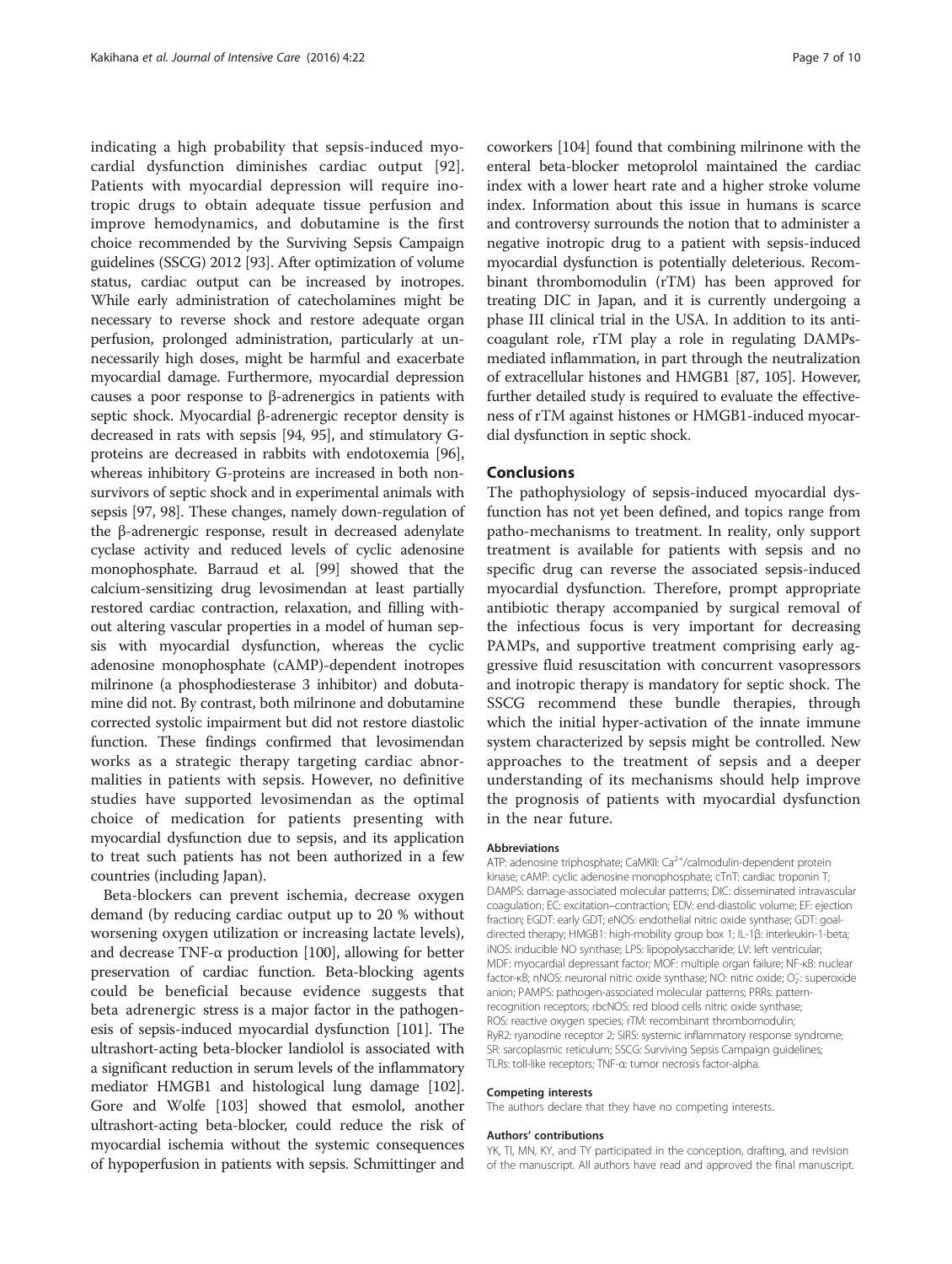indicating a high probability that sepsis-induced myocardial dysfunction diminishes cardiac output [92]. Patients with myocardial depression will require inotropic drugs to obtain adequate tissue perfusion and improve hemodynamics, and dobutamine is the first choice recommended by the Surviving Sepsis Campaign guidelines (SSCG) 2012 [93]. After optimization of volume status, cardiac output can be increased by inotropes. While early administration of catecholamines might be necessary to reverse shock and restore adequate organ perfusion, prolonged administration, particularly at unnecessarily high doses, might be harmful and exacerbate myocardial damage. Furthermore, myocardial depression causes a poor response to β-adrenergics in patients with septic shock. Myocardial β-adrenergic receptor density is decreased in rats with sepsis [94, 95], and stimulatory G-proteins are decreased in rabbits with endotoxemia [96], whereas inhibitory G-proteins are increased in both nonsurvivors of septic shock and in experimental animals with sepsis [97, 98]. These changes, namely down-regulation of the β-adrenergic response, result in decreased adenylate cyclase activity and reduced levels of cyclic adenosine monophosphate. Barraud et al. [99] showed that the calcium-sensitizing drug levosimendan at least partially restored cardiac contraction, relaxation, and filling without altering vascular properties in a model of human sepsis with myocardial dysfunction, whereas the cyclic adenosine monophosphate (cAMP)-dependent inotropes milrinone (a phosphodiesterase 3 inhibitor) and dobutamine did not. By contrast, both milrinone and dobutamine corrected systolic impairment but did not restore diastolic function. These findings confirmed that levosimendan works as a strategic therapy targeting cardiac abnormalities in patients with sepsis. However, no definitive studies have supported levosimendan as the optimal choice of medication for patients presenting with myocardial dysfunction due to sepsis, and its application to treat such patients has not been authorized in a few countries (including Japan).

Beta-blockers can prevent ischemia, decrease oxygen demand (by reducing cardiac output up to 20 % without worsening oxygen utilization or increasing lactate levels), and decrease TNF-α production [100], allowing for better preservation of cardiac function. Beta-blocking agents could be beneficial because evidence suggests that beta adrenergic stress is a major factor in the pathogenesis of sepsis-induced myocardial dysfunction [101]. The ultrashort-acting beta-blocker landiolol is associated with a significant reduction in serum levels of the inflammatory mediator HMGB1 and histological lung damage [102]. Gore and Wolfe [103] showed that esmolol, another ultrashort-acting beta-blocker, could reduce the risk of myocardial ischemia without the systemic consequences of hypoperfusion in patients with sepsis. Schmittinger and coworkers [104] found that combining milrinone with the enteral beta-blocker metoprolol maintained the cardiac index with a lower heart rate and a higher stroke volume index. Information about this issue in humans is scarce and controversy surrounds the notion that to administer a negative inotropic drug to a patient with sepsis-induced myocardial dysfunction is potentially deleterious. Recombinant thrombomodulin (rTM) has been approved for treating DIC in Japan, and it is currently undergoing a phase III clinical trial in the USA. In addition to its anticoagulant role, rTM play a role in regulating DAMPs-mediated inflammation, in part through the neutralization of extracellular histones and HMGB1 [87, 105]. However, further detailed study is required to evaluate the effectiveness of rTM against histones or HMGB1-induced myocardial dysfunction in septic shock.

## Conclusions

The pathophysiology of sepsis-induced myocardial dysfunction has not yet been defined, and topics range from patho-mechanisms to treatment. In reality, only support treatment is available for patients with sepsis and no specific drug can reverse the associated sepsis-induced myocardial dysfunction. Therefore, prompt appropriate antibiotic therapy accompanied by surgical removal of the infectious focus is very important for decreasing PAMPs, and supportive treatment comprising early aggressive fluid resuscitation with concurrent vasopressors and inotropic therapy is mandatory for septic shock. The SSCG recommend these bundle therapies, through which the initial hyper-activation of the innate immune system characterized by sepsis might be controlled. New approaches to the treatment of sepsis and a deeper understanding of its mechanisms should help improve the prognosis of patients with myocardial dysfunction in the near future.

#### Abbreviations

ATP: adenosine triphosphate; CaMKII: $Ca^{2+}$/calmodulin-dependent protein kinase; cAMP: cyclic adenosine monophosphate; cTnT: cardiac troponin T; DAMPS: damage-associated molecular patterns; DIC: disseminated intravascular coagulation; EC: excitation–contraction; EDV: end-diastolic volume; EF: ejection fraction; EGDT: early GDT; eNOS: endothelial nitric oxide synthase; GDT: goal-directed therapy; HMGB1: high-mobility group box 1; IL-1β: interleukin-1-beta; iNOS: inducible NO synthase; LPS: lipopolysaccharide; LV: left ventricular; MDF: myocardial depressant factor; MOF: multiple organ failure; NF-κB: nuclear factor-κB; nNOS: neuronal nitric oxide synthase; NO: nitric oxide; $O_2^-$: superoxide anion; PAMPS: pathogen-associated molecular patterns; PRRs: pattern-recognition receptors; rbcNOS: red blood cells nitric oxide synthase; ROS: reactive oxygen species; rTM: recombinant thrombomodulin; RyR2: ryanodine receptor 2; SIRS: systemic inflammatory response syndrome; SR: sarcoplasmic reticulum; SSCG: Surviving Sepsis Campaign guidelines; TLRs: toll-like receptors; TNF-α: tumor necrosis factor-alpha.

#### Competing interests

The authors declare that they have no competing interests.

#### Authors' contributions

YK, TI, MN, KY, and TY participated in the conception, drafting, and revision of the manuscript. All authors have read and approved the final manuscript.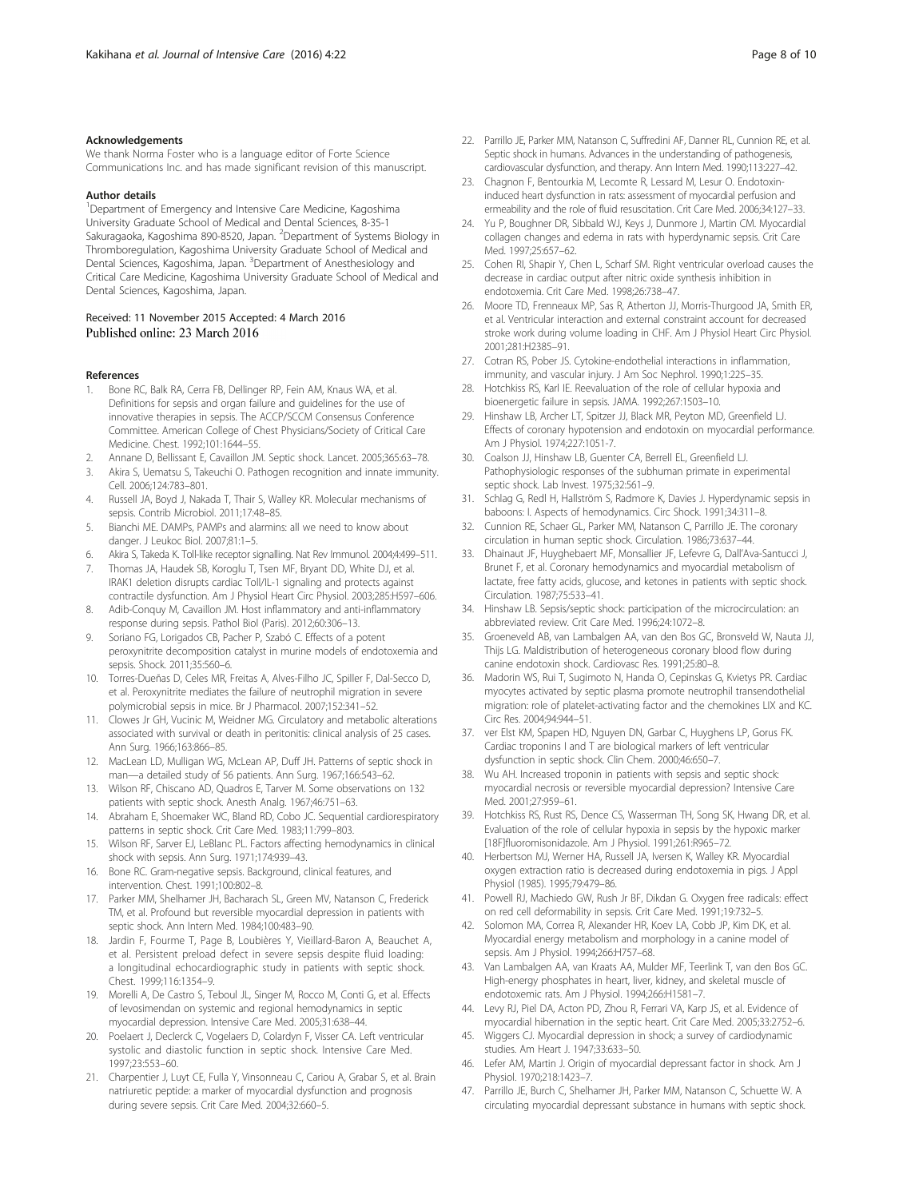#### Acknowledgements

We thank Norma Foster who is a language editor of Forte Science Communications Inc. and has made significant revision of this manuscript.

#### Author details

[1]Department of Emergency and Intensive Care Medicine, Kagoshima University Graduate School of Medical and Dental Sciences, 8-35-1 Sakuragaoka, Kagoshima 890-8520, Japan. [2]Department of Systems Biology in Thromboregulation, Kagoshima University Graduate School of Medical and Dental Sciences, Kagoshima, Japan. [3]Department of Anesthesiology and Critical Care Medicine, Kagoshima University Graduate School of Medical and Dental Sciences, Kagoshima, Japan.

Received: 11 November 2015 Accepted: 4 March 2016
Published online: 23 March 2016

#### References

1. Bone RC, Balk RA, Cerra FB, Dellinger RP, Fein AM, Knaus WA, et al. Definitions for sepsis and organ failure and guidelines for the use of innovative therapies in sepsis. The ACCP/SCCM Consensus Conference Committee. American College of Chest Physicians/Society of Critical Care Medicine. Chest. 1992;101:1644–55.
2. Annane D, Bellissant E, Cavaillon JM. Septic shock. Lancet. 2005;365:63–78.
3. Akira S, Uematsu S, Takeuchi O. Pathogen recognition and innate immunity. Cell. 2006;124:783–801.
4. Russell JA, Boyd J, Nakada T, Thair S, Walley KR. Molecular mechanisms of sepsis. Contrib Microbiol. 2011;17:48–85.
5. Bianchi ME. DAMPs, PAMPs and alarmins: all we need to know about danger. J Leukoc Biol. 2007;81:1–5.
6. Akira S, Takeda K. Toll-like receptor signalling. Nat Rev Immunol. 2004;4:499–511.
7. Thomas JA, Haudek SB, Koroglu T, Tsen MF, Bryant DD, White DJ, et al. IRAK1 deletion disrupts cardiac Toll/IL-1 signaling and protects against contractile dysfunction. Am J Physiol Heart Circ Physiol. 2003;285:H597–606.
8. Adib-Conquy M, Cavaillon JM. Host inflammatory and anti-inflammatory response during sepsis. Pathol Biol (Paris). 2012;60:306–13.
9. Soriano FG, Lorigados CB, Pacher P, Szabó C. Effects of a potent peroxynitrite decomposition catalyst in murine models of endotoxemia and sepsis. Shock. 2011;35:560–6.
10. Torres-Dueñas D, Celes MR, Freitas A, Alves-Filho JC, Spiller F, Dal-Secco D, et al. Peroxynitrite mediates the failure of neutrophil migration in severe polymicrobial sepsis in mice. Br J Pharmacol. 2007;152:341–52.
11. Clowes Jr GH, Vucinic M, Weidner MG. Circulatory and metabolic alterations associated with survival or death in peritonitis: clinical analysis of 25 cases. Ann Surg. 1966;163:866–85.
12. MacLean LD, Mulligan WG, McLean AP, Duff JH. Patterns of septic shock in man—a detailed study of 56 patients. Ann Surg. 1967;166:543–62.
13. Wilson RF, Chiscano AD, Quadros E, Tarver M. Some observations on 132 patients with septic shock. Anesth Analg. 1967;46:751–63.
14. Abraham E, Shoemaker WC, Bland RD, Cobo JC. Sequential cardiorespiratory patterns in septic shock. Crit Care Med. 1983;11:799–803.
15. Wilson RF, Sarver EJ, LeBlanc PL. Factors affecting hemodynamics in clinical shock with sepsis. Ann Surg. 1971;174:939–43.
16. Bone RC. Gram-negative sepsis. Background, clinical features, and intervention. Chest. 1991;100:802–8.
17. Parker MM, Shelhamer JH, Bacharach SL, Green MV, Natanson C, Frederick TM, et al. Profound but reversible myocardial depression in patients with septic shock. Ann Intern Med. 1984;100:483–90.
18. Jardin F, Fourme T, Page B, Loubières Y, Vieillard-Baron A, Beauchet A, et al. Persistent preload defect in severe sepsis despite fluid loading: a longitudinal echocardiographic study in patients with septic shock. Chest. 1999;116:1354–9.
19. Morelli A, De Castro S, Teboul JL, Singer M, Rocco M, Conti G, et al. Effects of levosimendan on systemic and regional hemodynamics in septic myocardial depression. Intensive Care Med. 2005;31:638–44.
20. Poelaert J, Declerck C, Vogelaers D, Colardyn F, Visser CA. Left ventricular systolic and diastolic function in septic shock. Intensive Care Med. 1997;23:553–60.
21. Charpentier J, Luyt CE, Fulla Y, Vinsonneau C, Cariou A, Grabar S, et al. Brain natriuretic peptide: a marker of myocardial dysfunction and prognosis during severe sepsis. Crit Care Med. 2004;32:660–5.
22. Parrillo JE, Parker MM, Natanson C, Suffredini AF, Danner RL, Cunnion RE, et al. Septic shock in humans. Advances in the understanding of pathogenesis, cardiovascular dysfunction, and therapy. Ann Intern Med. 1990;113:227–42.
23. Chagnon F, Bentourkia M, Lecomte R, Lessard M, Lesur O. Endotoxin-induced heart dysfunction in rats: assessment of myocardial perfusion and ermeability and the role of fluid resuscitation. Crit Care Med. 2006;34:127–33.
24. Yu P, Boughner DR, Sibbald WJ, Keys J, Dunmore J, Martin CM. Myocardial collagen changes and edema in rats with hyperdynamic sepsis. Crit Care Med. 1997;25:657–62.
25. Cohen RI, Shapir Y, Chen L, Scharf SM. Right ventricular overload causes the decrease in cardiac output after nitric oxide synthesis inhibition in endotoxemia. Crit Care Med. 1998;26:738–47.
26. Moore TD, Frenneaux MP, Sas R, Atherton JJ, Morris-Thurgood JA, Smith ER, et al. Ventricular interaction and external constraint account for decreased stroke work during volume loading in CHF. Am J Physiol Heart Circ Physiol. 2001;281:H2385–91.
27. Cotran RS, Pober JS. Cytokine-endothelial interactions in inflammation, immunity, and vascular injury. J Am Soc Nephrol. 1990;1:225–35.
28. Hotchkiss RS, Karl IE. Reevaluation of the role of cellular hypoxia and bioenergetic failure in sepsis. JAMA. 1992;267:1503–10.
29. Hinshaw LB, Archer LT, Spitzer JJ, Black MR, Peyton MD, Greenfield LJ. Effects of coronary hypotension and endotoxin on myocardial performance. Am J Physiol. 1974;227:1051-7.
30. Coalson JJ, Hinshaw LB, Guenter CA, Berrell EL, Greenfield LJ. Pathophysiologic responses of the subhuman primate in experimental septic shock. Lab Invest. 1975;32:561–9.
31. Schlag G, Redl H, Hallström S, Radmore K, Davies J. Hyperdynamic sepsis in baboons: I. Aspects of hemodynamics. Circ Shock. 1991;34:311–8.
32. Cunnion RE, Schaer GL, Parker MM, Natanson C, Parrillo JE. The coronary circulation in human septic shock. Circulation. 1986;73:637–44.
33. Dhainaut JF, Huyghebaert MF, Monsallier JF, Lefevre G, Dall'Ava-Santucci J, Brunet F, et al. Coronary hemodynamics and myocardial metabolism of lactate, free fatty acids, glucose, and ketones in patients with septic shock. Circulation. 1987;75:533–41.
34. Hinshaw LB. Sepsis/septic shock: participation of the microcirculation: an abbreviated review. Crit Care Med. 1996;24:1072–8.
35. Groeneveld AB, van Lambalgen AA, van den Bos GC, Bronsveld W, Nauta JJ, Thijs LG. Maldistribution of heterogeneous coronary blood flow during canine endotoxin shock. Cardiovasc Res. 1991;25:80–8.
36. Madorin WS, Rui T, Sugimoto N, Handa O, Cepinskas G, Kvietys PR. Cardiac myocytes activated by septic plasma promote neutrophil transendothelial migration: role of platelet-activating factor and the chemokines LIX and KC. Circ Res. 2004;94:944–51.
37. ver Elst KM, Spapen HD, Nguyen DN, Garbar C, Huyghens LP, Gorus FK. Cardiac troponins I and T are biological markers of left ventricular dysfunction in septic shock. Clin Chem. 2000;46:650–7.
38. Wu AH. Increased troponin in patients with sepsis and septic shock: myocardial necrosis or reversible myocardial depression? Intensive Care Med. 2001;27:959–61.
39. Hotchkiss RS, Rust RS, Dence CS, Wasserman TH, Song SK, Hwang DR, et al. Evaluation of the role of cellular hypoxia in sepsis by the hypoxic marker [18F]fluoromisonidazole. Am J Physiol. 1991;261:R965–72.
40. Herbertson MJ, Werner HA, Russell JA, Iversen K, Walley KR. Myocardial oxygen extraction ratio is decreased during endotoxemia in pigs. J Appl Physiol (1985). 1995;79:479–86.
41. Powell RJ, Machiedo GW, Rush Jr BF, Dikdan G. Oxygen free radicals: effect on red cell deformability in sepsis. Crit Care Med. 1991;19:732–5.
42. Solomon MA, Correa R, Alexander HR, Koev LA, Cobb JP, Kim DK, et al. Myocardial energy metabolism and morphology in a canine model of sepsis. Am J Physiol. 1994;266:H757–68.
43. Van Lambalgen AA, van Kraats AA, Mulder MF, Teerlink T, van den Bos GC. High-energy phosphates in heart, liver, kidney, and skeletal muscle of endotoxemic rats. Am J Physiol. 1994;266:H1581–7.
44. Levy RJ, Piel DA, Acton PD, Zhou R, Ferrari VA, Karp JS, et al. Evidence of myocardial hibernation in the septic heart. Crit Care Med. 2005;33:2752–6.
45. Wiggers CJ. Myocardial depression in shock; a survey of cardiodynamic studies. Am Heart J. 1947;33:633–50.
46. Lefer AM, Martin J. Origin of myocardial depressant factor in shock. Am J Physiol. 1970;218:1423–7.
47. Parrillo JE, Burch C, Shelhamer JH, Parker MM, Natanson C, Schuette W. A circulating myocardial depressant substance in humans with septic shock.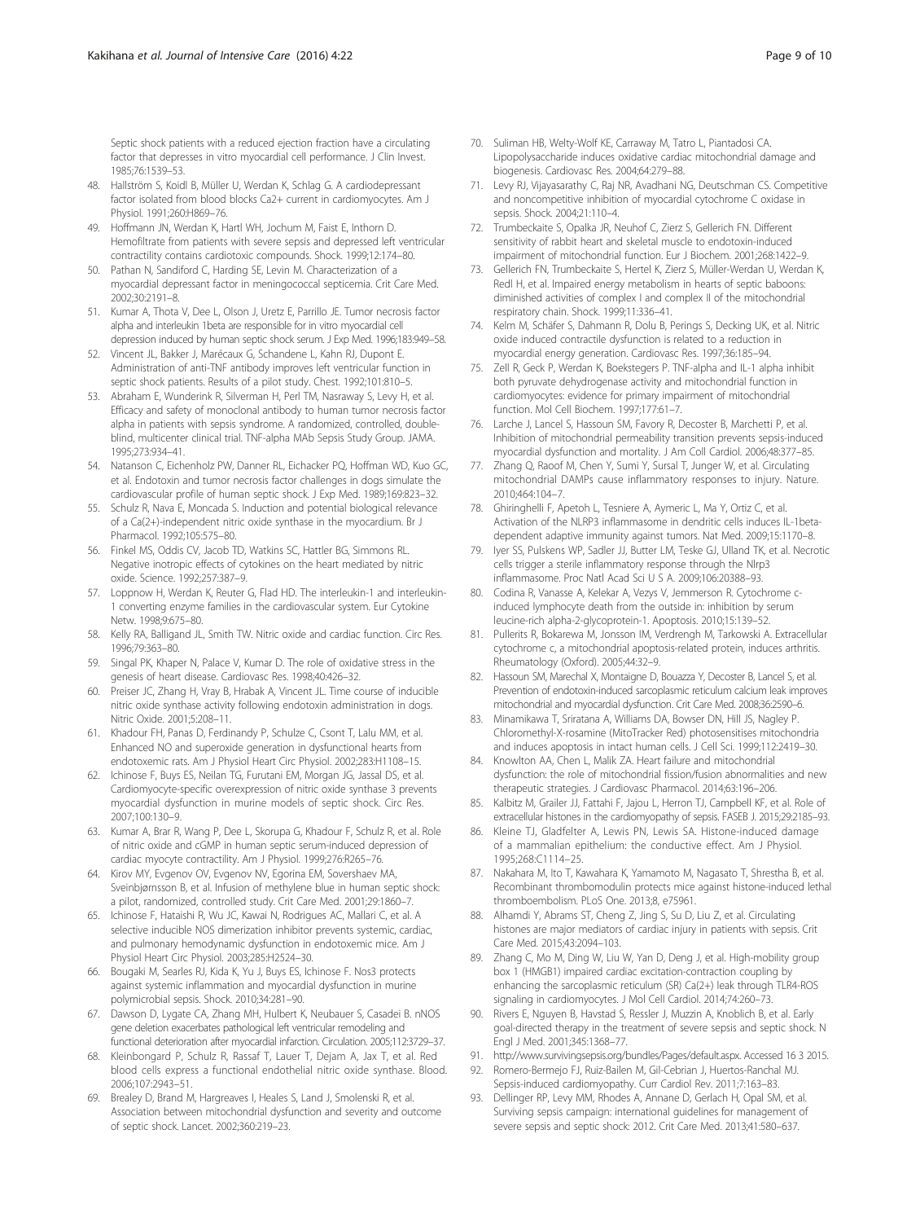Septic shock patients with a reduced ejection fraction have a circulating factor that depresses in vitro myocardial cell performance. J Clin Invest. 1985;76:1539–53.

48. Hallström S, Koidl B, Müller U, Werdan K, Schlag G. A cardiodepressant factor isolated from blood blocks Ca2+ current in cardiomyocytes. Am J Physiol. 1991;260:H869–76.
49. Hoffmann JN, Werdan K, Hartl WH, Jochum M, Faist E, Inthorn D. Hemofiltrate from patients with severe sepsis and depressed left ventricular contractility contains cardiotoxic compounds. Shock. 1999;12:174–80.
50. Pathan N, Sandiford C, Harding SE, Levin M. Characterization of a myocardial depressant factor in meningococcal septicemia. Crit Care Med. 2002;30:2191–8.
51. Kumar A, Thota V, Dee L, Olson J, Uretz E, Parrillo JE. Tumor necrosis factor alpha and interleukin 1beta are responsible for in vitro myocardial cell depression induced by human septic shock serum. J Exp Med. 1996;183:949–58.
52. Vincent JL, Bakker J, Marécaux G, Schandene L, Kahn RJ, Dupont E. Administration of anti-TNF antibody improves left ventricular function in septic shock patients. Results of a pilot study. Chest. 1992;101:810–5.
53. Abraham E, Wunderink R, Silverman H, Perl TM, Nasraway S, Levy H, et al. Efficacy and safety of monoclonal antibody to human tumor necrosis factor alpha in patients with sepsis syndrome. A randomized, controlled, double-blind, multicenter clinical trial. TNF-alpha MAb Sepsis Study Group. JAMA. 1995;273:934–41.
54. Natanson C, Eichenholz PW, Danner RL, Eichacker PQ, Hoffman WD, Kuo GC, et al. Endotoxin and tumor necrosis factor challenges in dogs simulate the cardiovascular profile of human septic shock. J Exp Med. 1989;169:823–32.
55. Schulz R, Nava E, Moncada S. Induction and potential biological relevance of a Ca(2+)-independent nitric oxide synthase in the myocardium. Br J Pharmacol. 1992;105:575–80.
56. Finkel MS, Oddis CV, Jacob TD, Watkins SC, Hattler BG, Simmons RL. Negative inotropic effects of cytokines on the heart mediated by nitric oxide. Science. 1992;257:387–9.
57. Loppnow H, Werdan K, Reuter G, Flad HD. The interleukin-1 and interleukin-1 converting enzyme families in the cardiovascular system. Eur Cytokine Netw. 1998;9:675–80.
58. Kelly RA, Balligand JL, Smith TW. Nitric oxide and cardiac function. Circ Res. 1996;79:363–80.
59. Singal PK, Khaper N, Palace V, Kumar D. The role of oxidative stress in the genesis of heart disease. Cardiovasc Res. 1998;40:426–32.
60. Preiser JC, Zhang H, Vray B, Hrabak A, Vincent JL. Time course of inducible nitric oxide synthase activity following endotoxin administration in dogs. Nitric Oxide. 2001;5:208–11.
61. Khadour FH, Panas D, Ferdinandy P, Schulze C, Csont T, Lalu MM, et al. Enhanced NO and superoxide generation in dysfunctional hearts from endotoxemic rats. Am J Physiol Heart Circ Physiol. 2002;283:H1108–15.
62. Ichinose F, Buys ES, Neilan TG, Furutani EM, Morgan JG, Jassal DS, et al. Cardiomyocyte-specific overexpression of nitric oxide synthase 3 prevents myocardial dysfunction in murine models of septic shock. Circ Res. 2007;100:130–9.
63. Kumar A, Brar R, Wang P, Dee L, Skorupa G, Khadour F, Schulz R, et al. Role of nitric oxide and cGMP in human septic serum-induced depression of cardiac myocyte contractility. Am J Physiol. 1999;276:R265–76.
64. Kirov MY, Evgenov OV, Evgenov NV, Egorina EM, Sovershaev MA, Sveinbjørnsson B, et al. Infusion of methylene blue in human septic shock: a pilot, randomized, controlled study. Crit Care Med. 2001;29:1860–7.
65. Ichinose F, Hataishi R, Wu JC, Kawai N, Rodrigues AC, Mallari C, et al. A selective inducible NOS dimerization inhibitor prevents systemic, cardiac, and pulmonary hemodynamic dysfunction in endotoxemic mice. Am J Physiol Heart Circ Physiol. 2003;285:H2524–30.
66. Bougaki M, Searles RJ, Kida K, Yu J, Buys ES, Ichinose F. Nos3 protects against systemic inflammation and myocardial dysfunction in murine polymicrobial sepsis. Shock. 2010;34:281–90.
67. Dawson D, Lygate CA, Zhang MH, Hulbert K, Neubauer S, Casadei B. nNOS gene deletion exacerbates pathological left ventricular remodeling and functional deterioration after myocardial infarction. Circulation. 2005;112:3729–37.
68. Kleinbongard P, Schulz R, Rassaf T, Lauer T, Dejam A, Jax T, et al. Red blood cells express a functional endothelial nitric oxide synthase. Blood. 2006;107:2943–51.
69. Brealey D, Brand M, Hargreaves I, Heales S, Land J, Smolenski R, et al. Association between mitochondrial dysfunction and severity and outcome of septic shock. Lancet. 2002;360:219–23.
70. Suliman HB, Welty-Wolf KE, Carraway M, Tatro L, Piantadosi CA. Lipopolysaccharide induces oxidative cardiac mitochondrial damage and biogenesis. Cardiovasc Res. 2004;64:279–88.
71. Levy RJ, Vijayasarathy C, Raj NR, Avadhani NG, Deutschman CS. Competitive and noncompetitive inhibition of myocardial cytochrome C oxidase in sepsis. Shock. 2004;21:110–4.
72. Trumbeckaite S, Opalka JR, Neuhof C, Zierz S, Gellerich FN. Different sensitivity of rabbit heart and skeletal muscle to endotoxin-induced impairment of mitochondrial function. Eur J Biochem. 2001;268:1422–9.
73. Gellerich FN, Trumbeckaite S, Hertel K, Zierz S, Müller-Werdan U, Werdan K, Redl H, et al. Impaired energy metabolism in hearts of septic baboons: diminished activities of complex I and complex II of the mitochondrial respiratory chain. Shock. 1999;11:336–41.
74. Kelm M, Schäfer S, Dahmann R, Dolu B, Perings S, Decking UK, et al. Nitric oxide induced contractile dysfunction is related to a reduction in myocardial energy generation. Cardiovasc Res. 1997;36:185–94.
75. Zell R, Geck P, Werdan K, Boekstegers P. TNF-alpha and IL-1 alpha inhibit both pyruvate dehydrogenase activity and mitochondrial function in cardiomyocytes: evidence for primary impairment of mitochondrial function. Mol Cell Biochem. 1997;177:61–7.
76. Larche J, Lancel S, Hassoun SM, Favory R, Decoster B, Marchetti P, et al. Inhibition of mitochondrial permeability transition prevents sepsis-induced myocardial dysfunction and mortality. J Am Coll Cardiol. 2006;48:377–85.
77. Zhang Q, Raoof M, Chen Y, Sumi Y, Sursal T, Junger W, et al. Circulating mitochondrial DAMPs cause inflammatory responses to injury. Nature. 2010;464:104–7.
78. Ghiringhelli F, Apetoh L, Tesniere A, Aymeric L, Ma Y, Ortiz C, et al. Activation of the NLRP3 inflammasome in dendritic cells induces IL-1beta-dependent adaptive immunity against tumors. Nat Med. 2009;15:1170–8.
79. Iyer SS, Pulskens WP, Sadler JJ, Butter LM, Teske GJ, Ulland TK, et al. Necrotic cells trigger a sterile inflammatory response through the Nlrp3 inflammasome. Proc Natl Acad Sci U S A. 2009;106:20388–93.
80. Codina R, Vanasse A, Kelekar A, Vezys V, Jemmerson R. Cytochrome c-induced lymphocyte death from the outside in: inhibition by serum leucine-rich alpha-2-glycoprotein-1. Apoptosis. 2010;15:139–52.
81. Pullerits R, Bokarewa M, Jonsson IM, Verdrengh M, Tarkowski A. Extracellular cytochrome c, a mitochondrial apoptosis-related protein, induces arthritis. Rheumatology (Oxford). 2005;44:32–9.
82. Hassoun SM, Marechal X, Montaigne D, Bouazza Y, Decoster B, Lancel S, et al. Prevention of endotoxin-induced sarcoplasmic reticulum calcium leak improves mitochondrial and myocardial dysfunction. Crit Care Med. 2008;36:2590–6.
83. Minamikawa T, Sriratana A, Williams DA, Bowser DN, Hill JS, Nagley P. Chloromethyl-X-rosamine (MitoTracker Red) photosensitises mitochondria and induces apoptosis in intact human cells. J Cell Sci. 1999;112:2419–30.
84. Knowlton AA, Chen L, Malik ZA. Heart failure and mitochondrial dysfunction: the role of mitochondrial fission/fusion abnormalities and new therapeutic strategies. J Cardiovasc Pharmacol. 2014;63:196–206.
85. Kalbitz M, Grailer JJ, Fattahi F, Jajou L, Herron TJ, Campbell KF, et al. Role of extracellular histones in the cardiomyopathy of sepsis. FASEB J. 2015;29:2185–93.
86. Kleine TJ, Gladfelter A, Lewis PN, Lewis SA. Histone-induced damage of a mammalian epithelium: the conductive effect. Am J Physiol. 1995;268:C1114–25.
87. Nakahara M, Ito T, Kawahara K, Yamamoto M, Nagasato T, Shrestha B, et al. Recombinant thrombomodulin protects mice against histone-induced lethal thromboembolism. PLoS One. 2013;8, e75961.
88. Alhamdi Y, Abrams ST, Cheng Z, Jing S, Su D, Liu Z, et al. Circulating histones are major mediators of cardiac injury in patients with sepsis. Crit Care Med. 2015;43:2094–103.
89. Zhang C, Mo M, Ding W, Liu W, Yan D, Deng J, et al. High-mobility group box 1 (HMGB1) impaired cardiac excitation-contraction coupling by enhancing the sarcoplasmic reticulum (SR) Ca(2+) leak through TLR4-ROS signaling in cardiomyocytes. J Mol Cell Cardiol. 2014;74:260–73.
90. Rivers E, Nguyen B, Havstad S, Ressler J, Muzzin A, Knoblich B, et al. Early goal-directed therapy in the treatment of severe sepsis and septic shock. N Engl J Med. 2001;345:1368–77.
91. http://www.survivingsepsis.org/bundles/Pages/default.aspx. Accessed 16 3 2015.
92. Romero-Bermejo FJ, Ruiz-Bailen M, Gil-Cebrian J, Huertos-Ranchal MJ. Sepsis-induced cardiomyopathy. Curr Cardiol Rev. 2011;7:163–83.
93. Dellinger RP, Levy MM, Rhodes A, Annane D, Gerlach H, Opal SM, et al. Surviving sepsis campaign: international guidelines for management of severe sepsis and septic shock: 2012. Crit Care Med. 2013;41:580–637.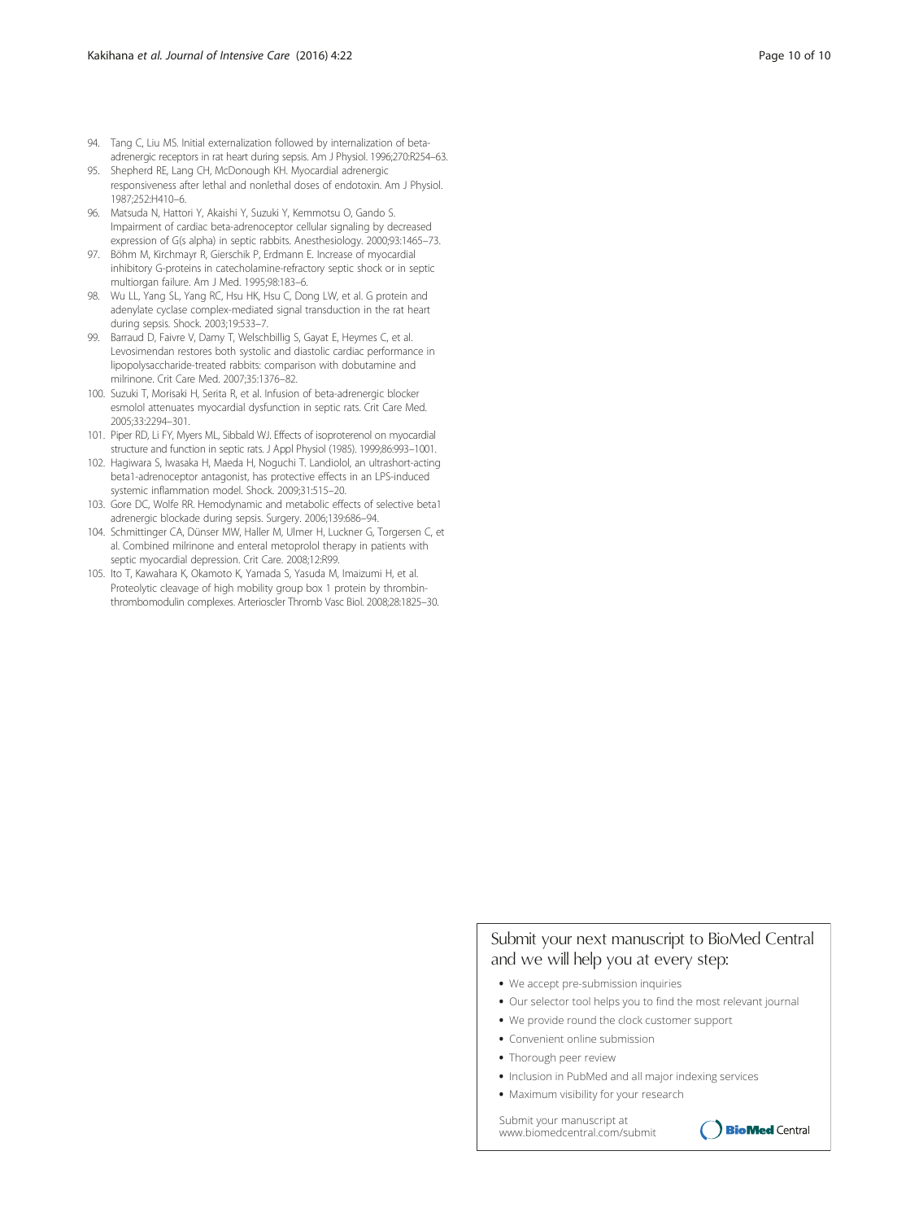94. Tang C, Liu MS. Initial externalization followed by internalization of beta-adrenergic receptors in rat heart during sepsis. Am J Physiol. 1996;270:R254–63.
95. Shepherd RE, Lang CH, McDonough KH. Myocardial adrenergic responsiveness after lethal and nonlethal doses of endotoxin. Am J Physiol. 1987;252:H410–6.
96. Matsuda N, Hattori Y, Akaishi Y, Suzuki Y, Kemmotsu O, Gando S. Impairment of cardiac beta-adrenoceptor cellular signaling by decreased expression of G(s alpha) in septic rabbits. Anesthesiology. 2000;93:1465–73.
97. Böhm M, Kirchmayr R, Gierschik P, Erdmann E. Increase of myocardial inhibitory G-proteins in catecholamine-refractory septic shock or in septic multiorgan failure. Am J Med. 1995;98:183–6.
98. Wu LL, Yang SL, Yang RC, Hsu HK, Hsu C, Dong LW, et al. G protein and adenylate cyclase complex-mediated signal transduction in the rat heart during sepsis. Shock. 2003;19:533–7.
99. Barraud D, Faivre V, Damy T, Welschbillig S, Gayat E, Heymes C, et al. Levosimendan restores both systolic and diastolic cardiac performance in lipopolysaccharide-treated rabbits: comparison with dobutamine and milrinone. Crit Care Med. 2007;35:1376–82.
100. Suzuki T, Morisaki H, Serita R, et al. Infusion of beta-adrenergic blocker esmolol attenuates myocardial dysfunction in septic rats. Crit Care Med. 2005;33:2294–301.
101. Piper RD, Li FY, Myers ML, Sibbald WJ. Effects of isoproterenol on myocardial structure and function in septic rats. J Appl Physiol (1985). 1999;86:993–1001.
102. Hagiwara S, Iwasaka H, Maeda H, Noguchi T. Landiolol, an ultrashort-acting beta1-adrenoceptor antagonist, has protective effects in an LPS-induced systemic inflammation model. Shock. 2009;31:515–20.
103. Gore DC, Wolfe RR. Hemodynamic and metabolic effects of selective beta1 adrenergic blockade during sepsis. Surgery. 2006;139:686–94.
104. Schmittinger CA, Dünser MW, Haller M, Ulmer H, Luckner G, Torgersen C, et al. Combined milrinone and enteral metoprolol therapy in patients with septic myocardial depression. Crit Care. 2008;12:R99.
105. Ito T, Kawahara K, Okamoto K, Yamada S, Yasuda M, Imaizumi H, et al. Proteolytic cleavage of high mobility group box 1 protein by thrombin-thrombomodulin complexes. Arterioscler Thromb Vasc Biol. 2008;28:1825–30.

Submit your next manuscript to BioMed Central and we will help you at every step:

- We accept pre-submission inquiries
- Our selector tool helps you to find the most relevant journal
- We provide round the clock customer support
- Convenient online submission
- Thorough peer review
- Inclusion in PubMed and all major indexing services
- Maximum visibility for your research

Submit your manuscript at
www.biomedcentral.com/submit

BioMed Central